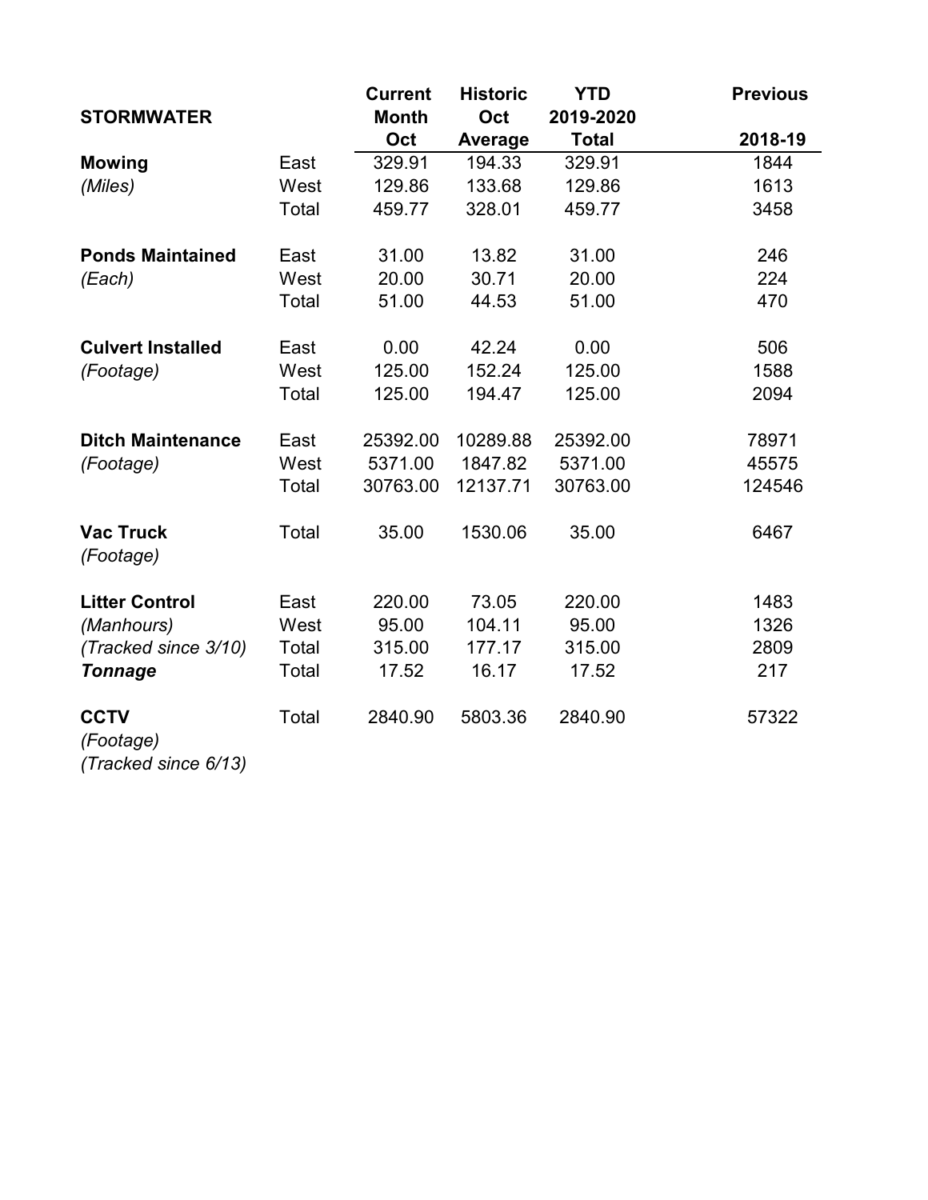| STORMWATER | | Current Month Oct | Historic Oct Average | YTD 2019-2020 Total | Previous 2018-19 |
|---|---|---|---|---|---|
| **Mowing** | East | 329.91 | 194.33 | 329.91 | 1844 |
| *(Miles)* | West | 129.86 | 133.68 | 129.86 | 1613 |
| | Total | 459.77 | 328.01 | 459.77 | 3458 |
| | | | | | |
| **Ponds Maintained** | East | 31.00 | 13.82 | 31.00 | 246 |
| *(Each)* | West | 20.00 | 30.71 | 20.00 | 224 |
| | Total | 51.00 | 44.53 | 51.00 | 470 |
| | | | | | |
| **Culvert Installed** | East | 0.00 | 42.24 | 0.00 | 506 |
| *(Footage)* | West | 125.00 | 152.24 | 125.00 | 1588 |
| | Total | 125.00 | 194.47 | 125.00 | 2094 |
| | | | | | |
| **Ditch Maintenance** | East | 25392.00 | 10289.88 | 25392.00 | 78971 |
| *(Footage)* | West | 5371.00 | 1847.82 | 5371.00 | 45575 |
| | Total | 30763.00 | 12137.71 | 30763.00 | 124546 |
| | | | | | |
| **Vac Truck** | Total | 35.00 | 1530.06 | 35.00 | 6467 |
| *(Footage)* | | | | | |
| | | | | | |
| **Litter Control** | East | 220.00 | 73.05 | 220.00 | 1483 |
| *(Manhours)* | West | 95.00 | 104.11 | 95.00 | 1326 |
| *(Tracked since 3/10)* | Total | 315.00 | 177.17 | 315.00 | 2809 |
| ***Tonnage*** | Total | 17.52 | 16.17 | 17.52 | 217 |
| | | | | | |
| **CCTV** | Total | 2840.90 | 5803.36 | 2840.90 | 57322 |
| *(Footage)* | | | | | |
| *(Tracked since 6/13)* | | | | | |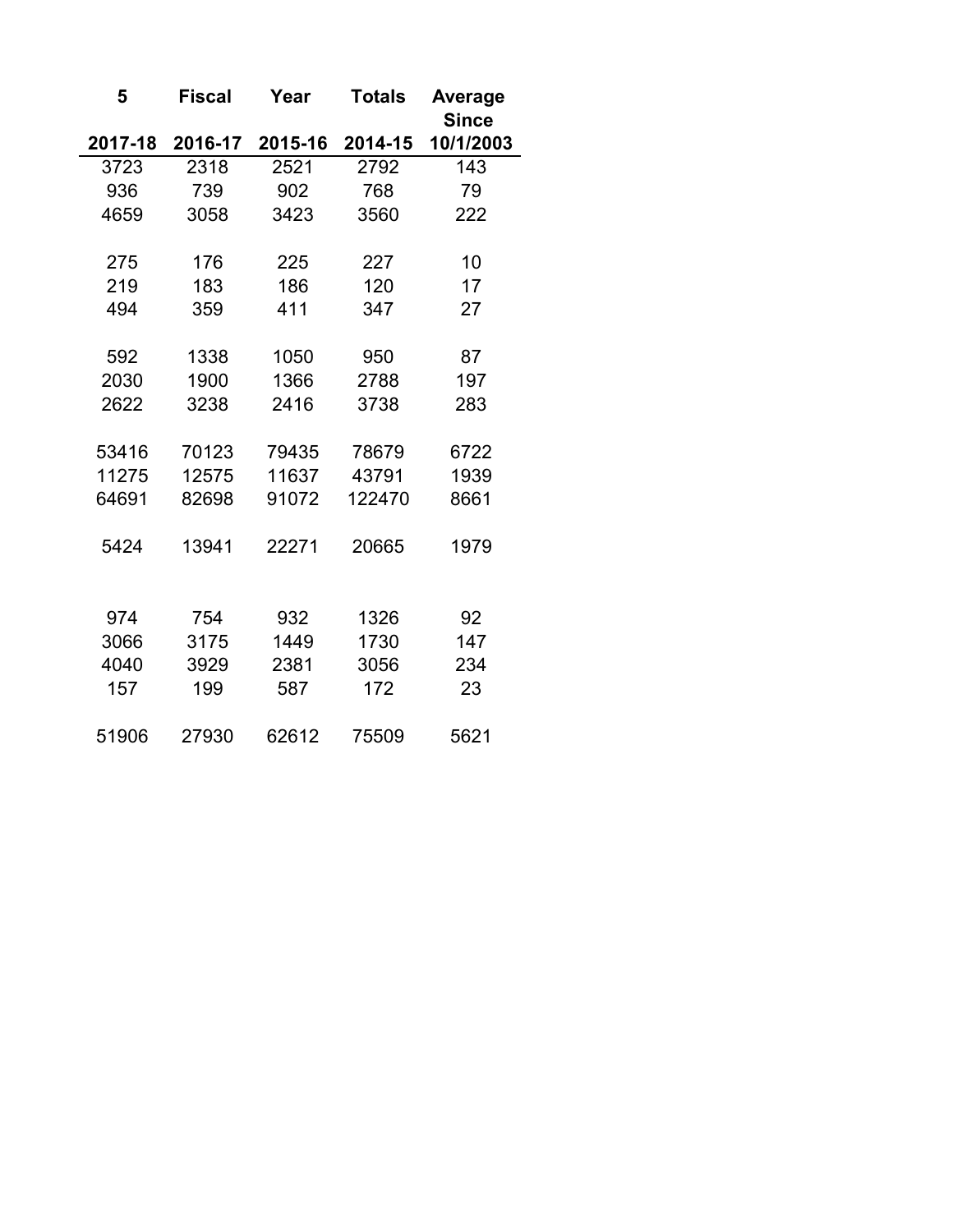| 5 | Fiscal | Year | Totals | Average Since |
|---|---|---|---|---|
| 2017-18 | 2016-17 | 2015-16 | 2014-15 | 10/1/2003 |
| 3723 | 2318 | 2521 | 2792 | 143 |
| 936 | 739 | 902 | 768 | 79 |
| 4659 | 3058 | 3423 | 3560 | 222 |
| | | | | |
| 275 | 176 | 225 | 227 | 10 |
| 219 | 183 | 186 | 120 | 17 |
| 494 | 359 | 411 | 347 | 27 |
| | | | | |
| 592 | 1338 | 1050 | 950 | 87 |
| 2030 | 1900 | 1366 | 2788 | 197 |
| 2622 | 3238 | 2416 | 3738 | 283 |
| | | | | |
| 53416 | 70123 | 79435 | 78679 | 6722 |
| 11275 | 12575 | 11637 | 43791 | 1939 |
| 64691 | 82698 | 91072 | 122470 | 8661 |
| | | | | |
| 5424 | 13941 | 22271 | 20665 | 1979 |
| | | | | |
| 974 | 754 | 932 | 1326 | 92 |
| 3066 | 3175 | 1449 | 1730 | 147 |
| 4040 | 3929 | 2381 | 3056 | 234 |
| 157 | 199 | 587 | 172 | 23 |
| | | | | |
| 51906 | 27930 | 62612 | 75509 | 5621 |